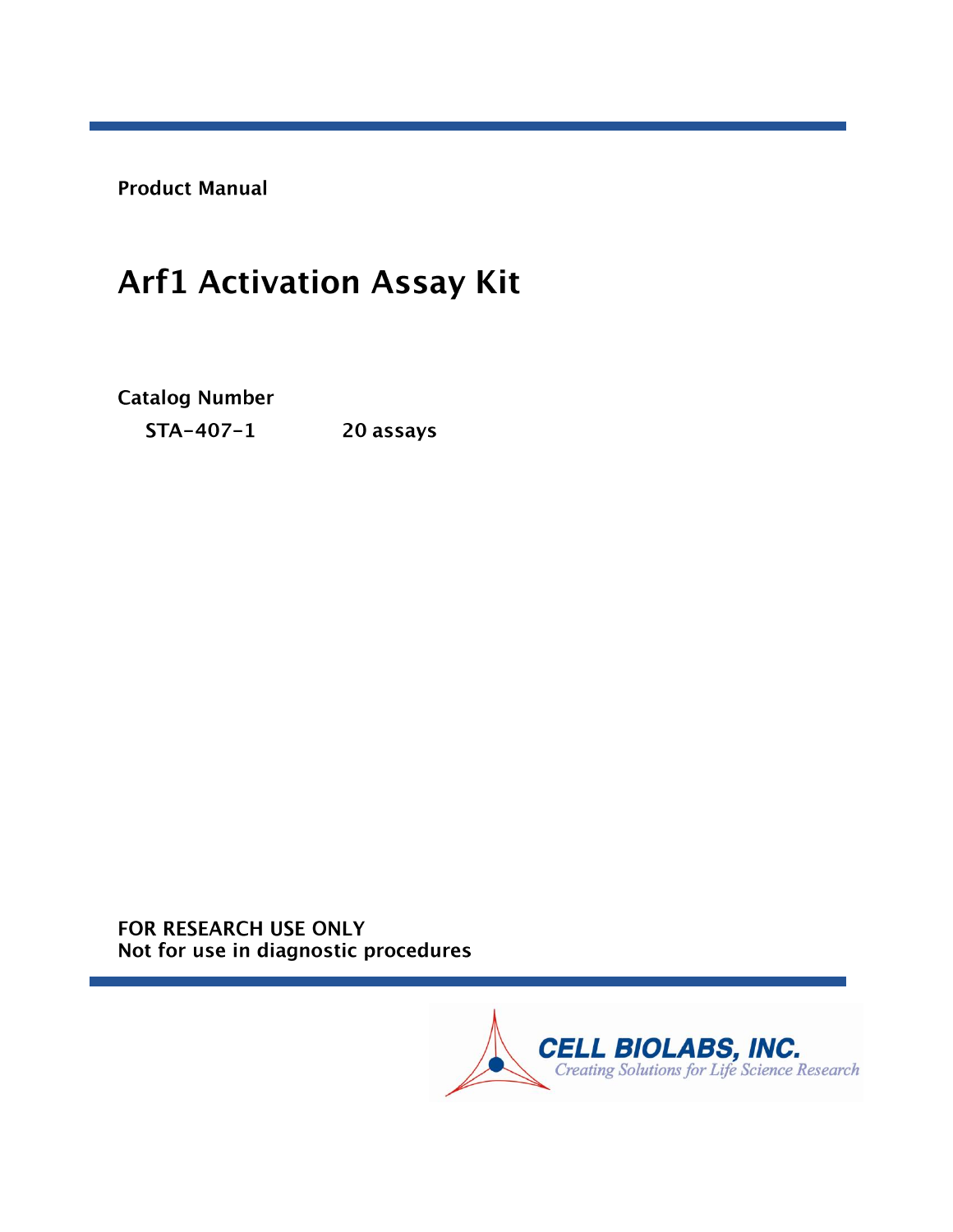**Product Manual**

# Arf1 Activation Assay Kit

**Catalog Number**

**STA-407-1** **20 assays**

**FOR RESEARCH USE ONLY**
**Not for use in diagnostic procedures**

CELL BIOLABS, INC.
*Creating Solutions for Life Science Research*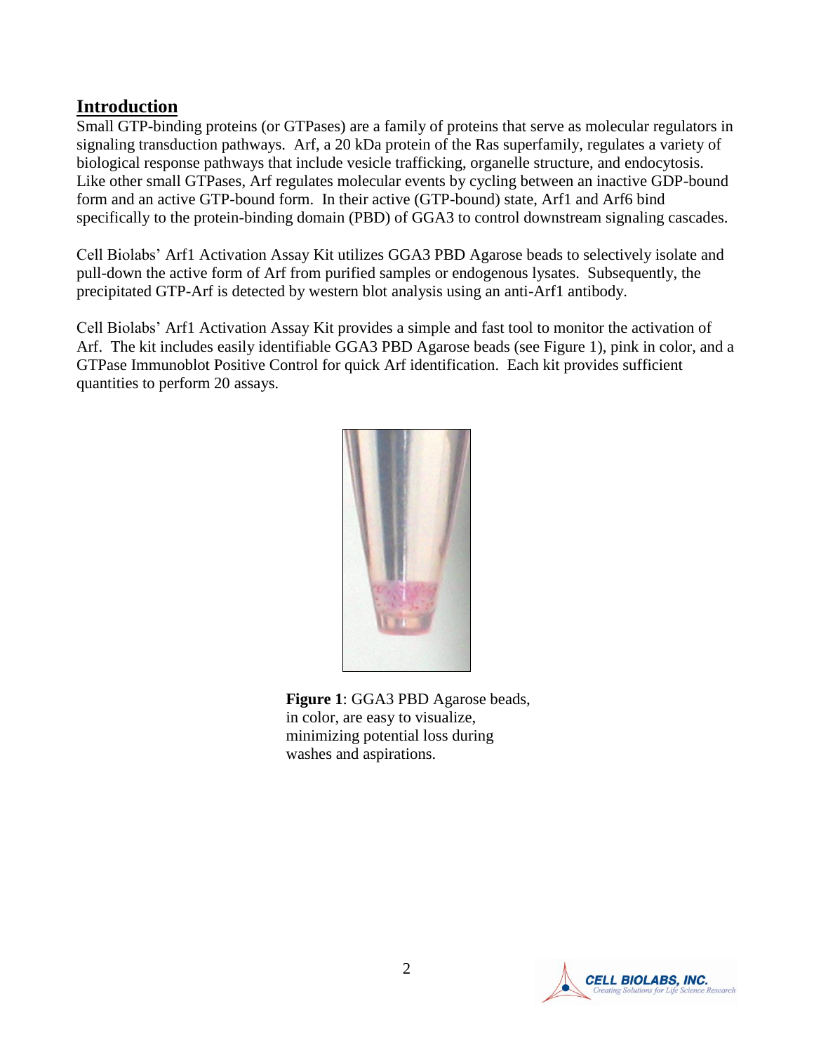## Introduction

Small GTP-binding proteins (or GTPases) are a family of proteins that serve as molecular regulators in signaling transduction pathways. Arf, a 20 kDa protein of the Ras superfamily, regulates a variety of biological response pathways that include vesicle trafficking, organelle structure, and endocytosis. Like other small GTPases, Arf regulates molecular events by cycling between an inactive GDP-bound form and an active GTP-bound form. In their active (GTP-bound) state, Arf1 and Arf6 bind specifically to the protein-binding domain (PBD) of GGA3 to control downstream signaling cascades.

Cell Biolabs' Arf1 Activation Assay Kit utilizes GGA3 PBD Agarose beads to selectively isolate and pull-down the active form of Arf from purified samples or endogenous lysates. Subsequently, the precipitated GTP-Arf is detected by western blot analysis using an anti-Arf1 antibody.

Cell Biolabs' Arf1 Activation Assay Kit provides a simple and fast tool to monitor the activation of Arf. The kit includes easily identifiable GGA3 PBD Agarose beads (see Figure 1), pink in color, and a GTPase Immunoblot Positive Control for quick Arf identification. Each kit provides sufficient quantities to perform 20 assays.

**Figure 1**: GGA3 PBD Agarose beads, in color, are easy to visualize, minimizing potential loss during washes and aspirations.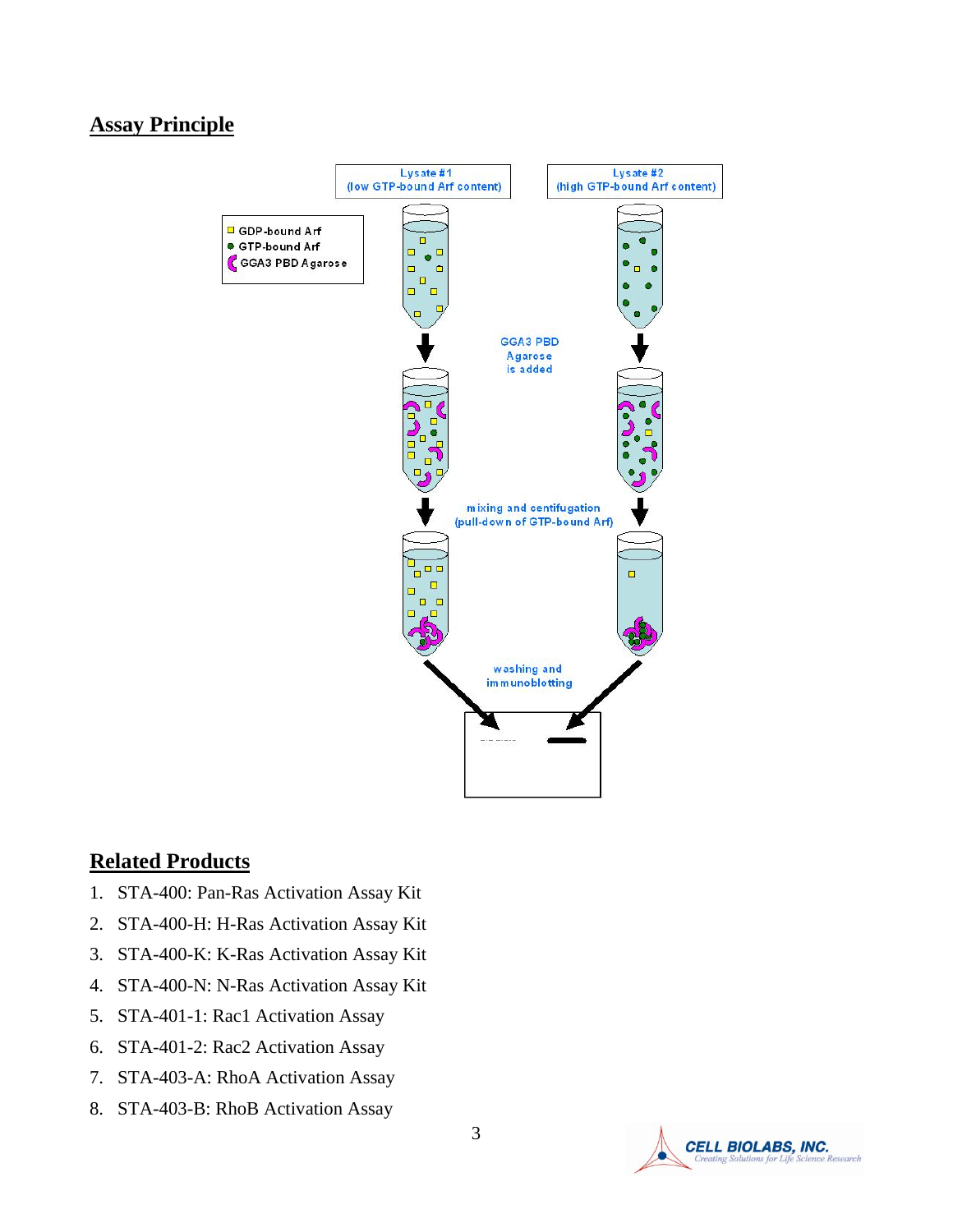## Assay Principle

Lysate #1 (low GTP-bound Arf content)

Lysate #2 (high GTP-bound Arf content)

GDP-bound Arf
GTP-bound Arf
GGA3 PBD Agarose

GGA3 PBD Agarose is added

mixing and centifugation (pull-down of GTP-bound Arf)

washing and immunoblotting

## Related Products

1. STA-400: Pan-Ras Activation Assay Kit
2. STA-400-H: H-Ras Activation Assay Kit
3. STA-400-K: K-Ras Activation Assay Kit
4. STA-400-N: N-Ras Activation Assay Kit
5. STA-401-1: Rac1 Activation Assay
6. STA-401-2: Rac2 Activation Assay
7. STA-403-A: RhoA Activation Assay
8. STA-403-B: RhoB Activation Assay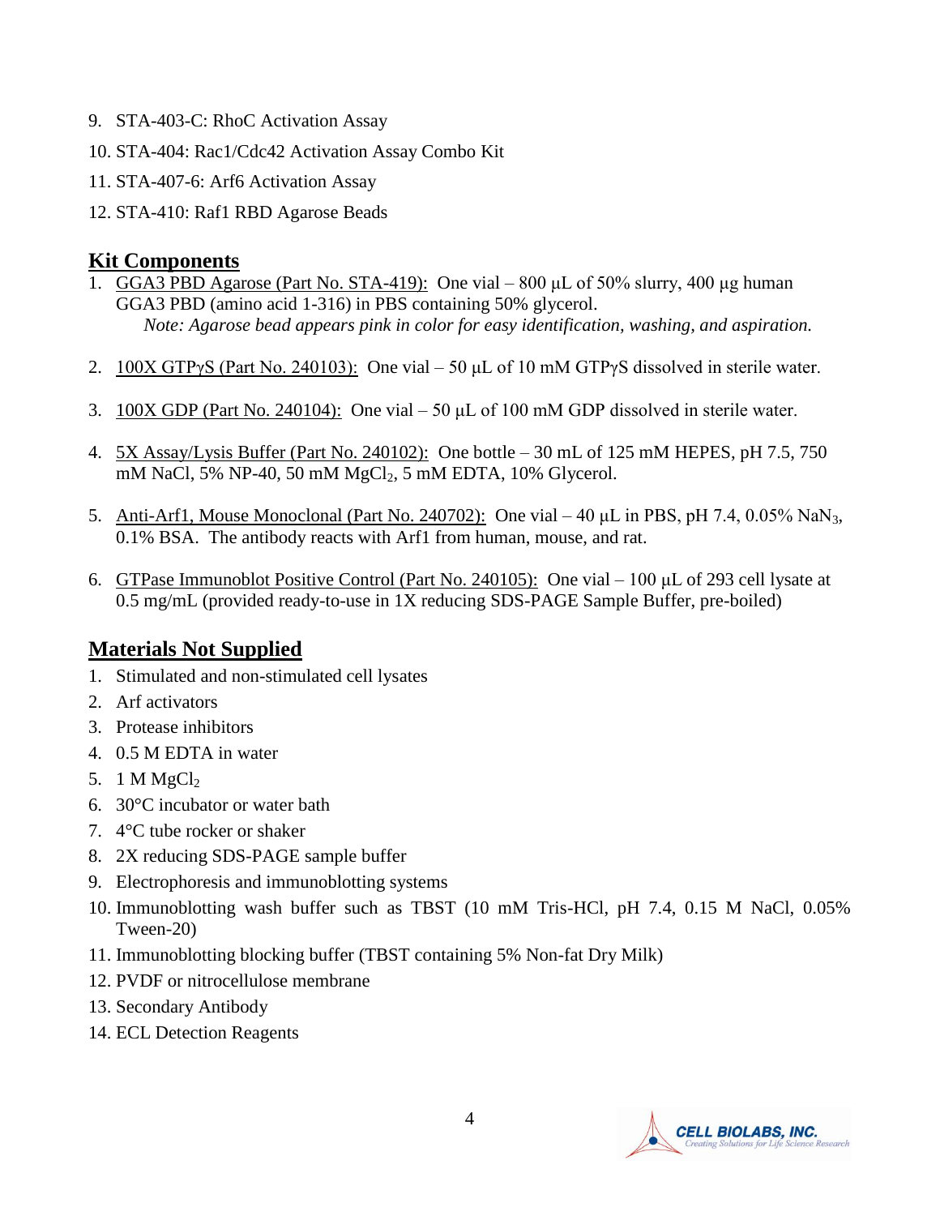9. STA-403-C: RhoC Activation Assay
10. STA-404: Rac1/Cdc42 Activation Assay Combo Kit
11. STA-407-6: Arf6 Activation Assay
12. STA-410: Raf1 RBD Agarose Beads

## Kit Components

1. GGA3 PBD Agarose (Part No. STA-419): One vial – 800 µL of 50% slurry, 400 µg human GGA3 PBD (amino acid 1-316) in PBS containing 50% glycerol.
   *Note: Agarose bead appears pink in color for easy identification, washing, and aspiration.*

2. 100X GTPγS (Part No. 240103): One vial – 50 µL of 10 mM GTPγS dissolved in sterile water.

3. 100X GDP (Part No. 240104): One vial – 50 µL of 100 mM GDP dissolved in sterile water.

4. 5X Assay/Lysis Buffer (Part No. 240102): One bottle – 30 mL of 125 mM HEPES, pH 7.5, 750 mM NaCl, 5% NP-40, 50 mM $MgCl_2$, 5 mM EDTA, 10% Glycerol.

5. Anti-Arf1, Mouse Monoclonal (Part No. 240702): One vial – 40 µL in PBS, pH 7.4, 0.05% $NaN_3$, 0.1% BSA. The antibody reacts with Arf1 from human, mouse, and rat.

6. GTPase Immunoblot Positive Control (Part No. 240105): One vial – 100 µL of 293 cell lysate at 0.5 mg/mL (provided ready-to-use in 1X reducing SDS-PAGE Sample Buffer, pre-boiled)

## Materials Not Supplied

1. Stimulated and non-stimulated cell lysates
2. Arf activators
3. Protease inhibitors
4. 0.5 M EDTA in water
5. 1 M $MgCl_2$
6. 30°C incubator or water bath
7. 4°C tube rocker or shaker
8. 2X reducing SDS-PAGE sample buffer
9. Electrophoresis and immunoblotting systems
10. Immunoblotting wash buffer such as TBST (10 mM Tris-HCl, pH 7.4, 0.15 M NaCl, 0.05% Tween-20)
11. Immunoblotting blocking buffer (TBST containing 5% Non-fat Dry Milk)
12. PVDF or nitrocellulose membrane
13. Secondary Antibody
14. ECL Detection Reagents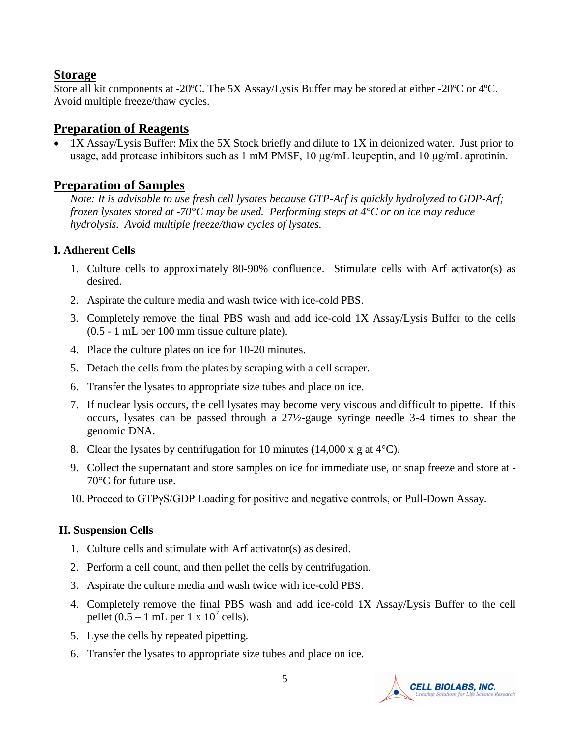## Storage

Store all kit components at -20ºC. The 5X Assay/Lysis Buffer may be stored at either -20ºC or 4ºC. Avoid multiple freeze/thaw cycles.

## Preparation of Reagents

- 1X Assay/Lysis Buffer: Mix the 5X Stock briefly and dilute to 1X in deionized water. Just prior to usage, add protease inhibitors such as 1 mM PMSF, 10 μg/mL leupeptin, and 10 μg/mL aprotinin.

## Preparation of Samples

*Note: It is advisable to use fresh cell lysates because GTP-Arf is quickly hydrolyzed to GDP-Arf; frozen lysates stored at -70°C may be used. Performing steps at 4°C or on ice may reduce hydrolysis. Avoid multiple freeze/thaw cycles of lysates.*

### I. Adherent Cells

1. Culture cells to approximately 80-90% confluence. Stimulate cells with Arf activator(s) as desired.
2. Aspirate the culture media and wash twice with ice-cold PBS.
3. Completely remove the final PBS wash and add ice-cold 1X Assay/Lysis Buffer to the cells (0.5 - 1 mL per 100 mm tissue culture plate).
4. Place the culture plates on ice for 10-20 minutes.
5. Detach the cells from the plates by scraping with a cell scraper.
6. Transfer the lysates to appropriate size tubes and place on ice.
7. If nuclear lysis occurs, the cell lysates may become very viscous and difficult to pipette. If this occurs, lysates can be passed through a 27½-gauge syringe needle 3-4 times to shear the genomic DNA.
8. Clear the lysates by centrifugation for 10 minutes (14,000 x g at 4°C).
9. Collect the supernatant and store samples on ice for immediate use, or snap freeze and store at -70°C for future use.
10. Proceed to GTPγS/GDP Loading for positive and negative controls, or Pull-Down Assay.

### II. Suspension Cells

1. Culture cells and stimulate with Arf activator(s) as desired.
2. Perform a cell count, and then pellet the cells by centrifugation.
3. Aspirate the culture media and wash twice with ice-cold PBS.
4. Completely remove the final PBS wash and add ice-cold 1X Assay/Lysis Buffer to the cell pellet (0.5 – 1 mL per 1 x $10^7$ cells).
5. Lyse the cells by repeated pipetting.
6. Transfer the lysates to appropriate size tubes and place on ice.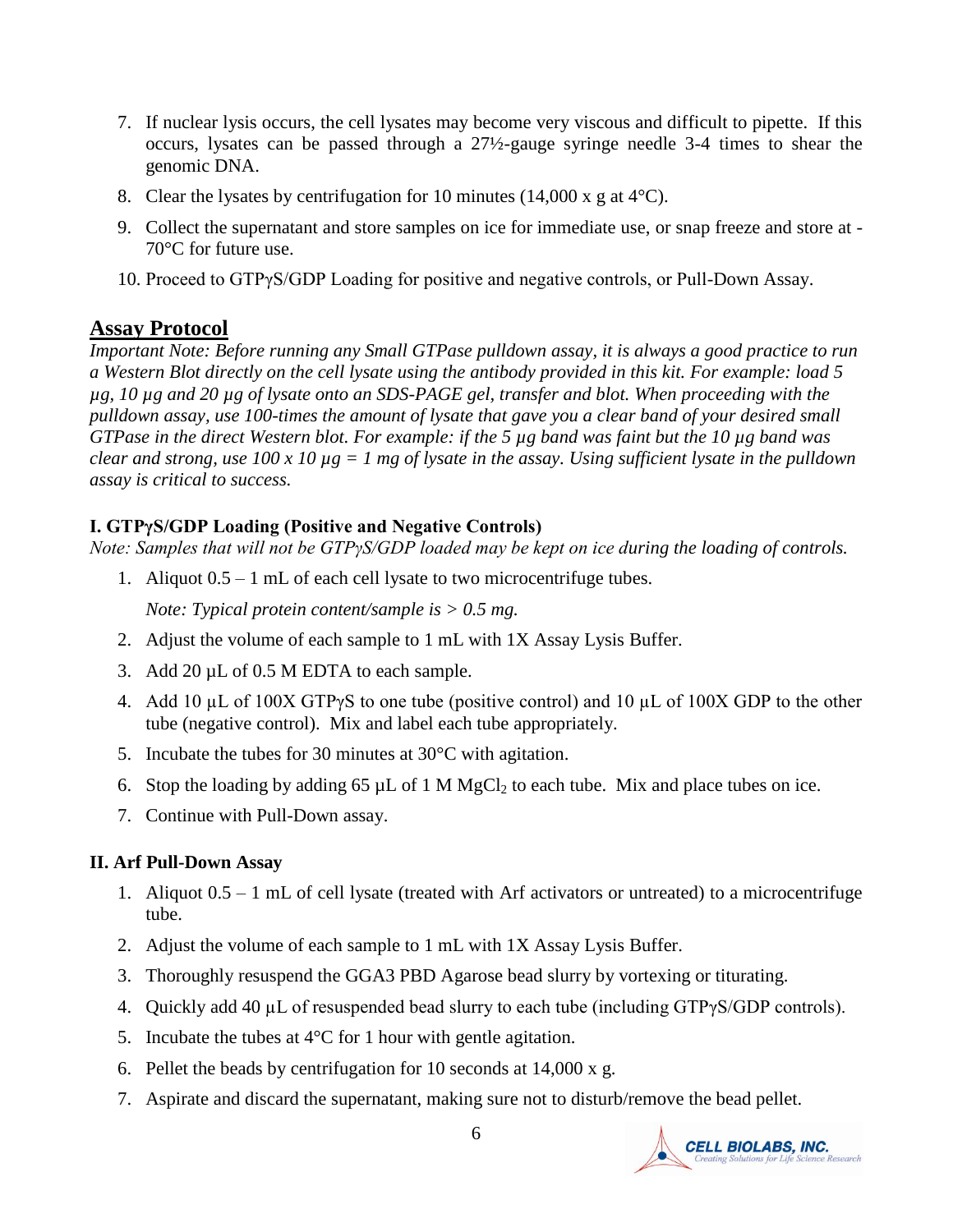7. If nuclear lysis occurs, the cell lysates may become very viscous and difficult to pipette. If this occurs, lysates can be passed through a 27½-gauge syringe needle 3-4 times to shear the genomic DNA.
8. Clear the lysates by centrifugation for 10 minutes (14,000 x g at 4°C).
9. Collect the supernatant and store samples on ice for immediate use, or snap freeze and store at -70°C for future use.
10. Proceed to GTPγS/GDP Loading for positive and negative controls, or Pull-Down Assay.

## Assay Protocol

*Important Note: Before running any Small GTPase pulldown assay, it is always a good practice to run a Western Blot directly on the cell lysate using the antibody provided in this kit. For example: load 5 µg, 10 µg and 20 µg of lysate onto an SDS-PAGE gel, transfer and blot. When proceeding with the pulldown assay, use 100-times the amount of lysate that gave you a clear band of your desired small GTPase in the direct Western blot. For example: if the 5 µg band was faint but the 10 µg band was clear and strong, use 100 x 10 µg = 1 mg of lysate in the assay. Using sufficient lysate in the pulldown assay is critical to success.*

### I. GTPγS/GDP Loading (Positive and Negative Controls)

*Note: Samples that will not be GTPγS/GDP loaded may be kept on ice during the loading of controls.*

1. Aliquot 0.5 – 1 mL of each cell lysate to two microcentrifuge tubes.

   *Note: Typical protein content/sample is > 0.5 mg.*

2. Adjust the volume of each sample to 1 mL with 1X Assay Lysis Buffer.
3. Add 20 µL of 0.5 M EDTA to each sample.
4. Add 10 µL of 100X GTPγS to one tube (positive control) and 10 µL of 100X GDP to the other tube (negative control). Mix and label each tube appropriately.
5. Incubate the tubes for 30 minutes at 30°C with agitation.
6. Stop the loading by adding 65 µL of 1 M $MgCl_2$ to each tube. Mix and place tubes on ice.
7. Continue with Pull-Down assay.

### II. Arf Pull-Down Assay

1. Aliquot 0.5 – 1 mL of cell lysate (treated with Arf activators or untreated) to a microcentrifuge tube.
2. Adjust the volume of each sample to 1 mL with 1X Assay Lysis Buffer.
3. Thoroughly resuspend the GGA3 PBD Agarose bead slurry by vortexing or titurating.
4. Quickly add 40 µL of resuspended bead slurry to each tube (including GTPγS/GDP controls).
5. Incubate the tubes at 4°C for 1 hour with gentle agitation.
6. Pellet the beads by centrifugation for 10 seconds at 14,000 x g.
7. Aspirate and discard the supernatant, making sure not to disturb/remove the bead pellet.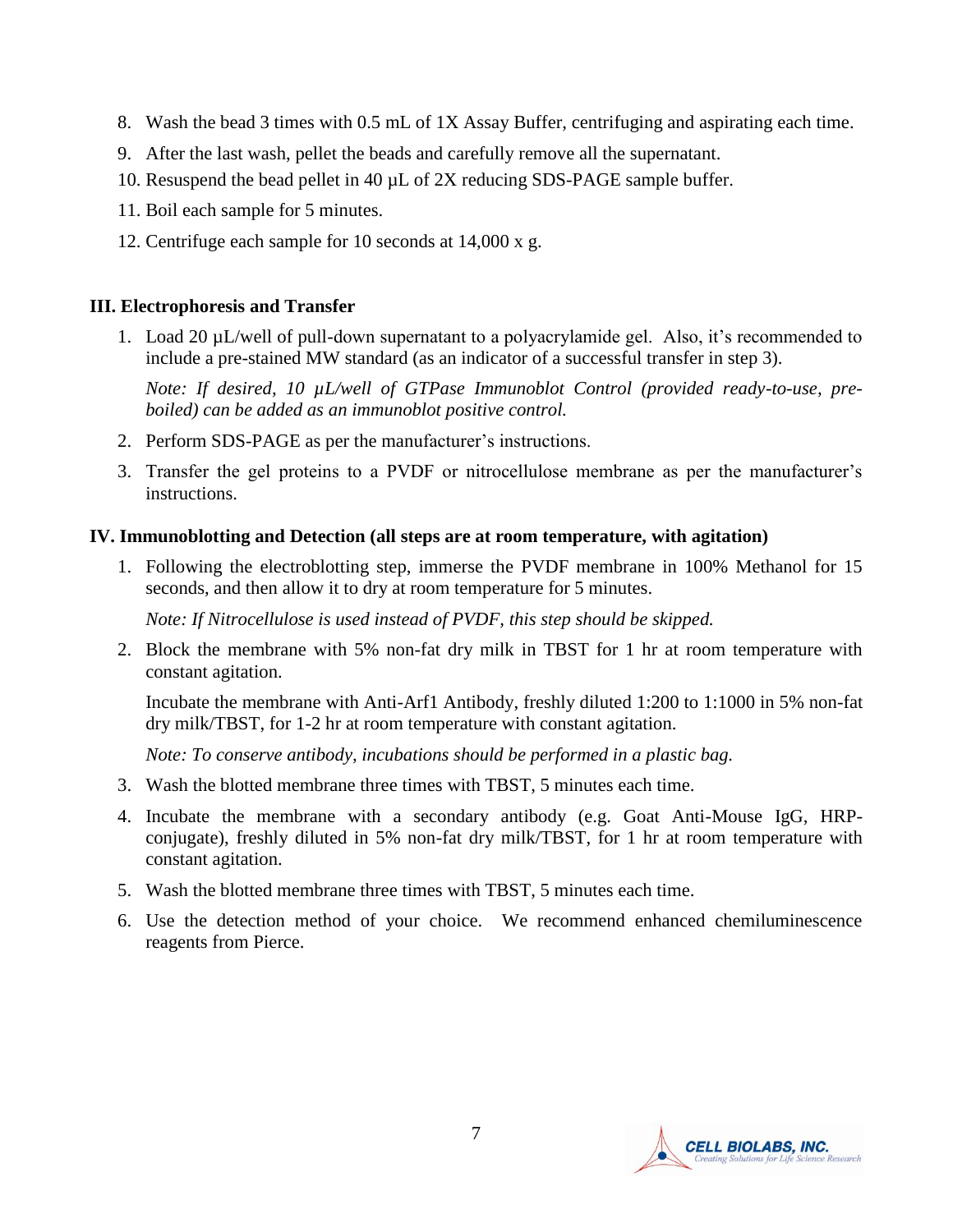8. Wash the bead 3 times with 0.5 mL of 1X Assay Buffer, centrifuging and aspirating each time.
9. After the last wash, pellet the beads and carefully remove all the supernatant.
10. Resuspend the bead pellet in 40 µL of 2X reducing SDS-PAGE sample buffer.
11. Boil each sample for 5 minutes.
12. Centrifuge each sample for 10 seconds at 14,000 x g.

### III. Electrophoresis and Transfer

1. Load 20 µL/well of pull-down supernatant to a polyacrylamide gel. Also, it's recommended to include a pre-stained MW standard (as an indicator of a successful transfer in step 3).

   *Note: If desired, 10 µL/well of GTPase Immunoblot Control (provided ready-to-use, pre-boiled) can be added as an immunoblot positive control.*

2. Perform SDS-PAGE as per the manufacturer's instructions.
3. Transfer the gel proteins to a PVDF or nitrocellulose membrane as per the manufacturer's instructions.

### IV. Immunoblotting and Detection (all steps are at room temperature, with agitation)

1. Following the electroblotting step, immerse the PVDF membrane in 100% Methanol for 15 seconds, and then allow it to dry at room temperature for 5 minutes.

   *Note: If Nitrocellulose is used instead of PVDF, this step should be skipped.*

2. Block the membrane with 5% non-fat dry milk in TBST for 1 hr at room temperature with constant agitation.

   Incubate the membrane with Anti-Arf1 Antibody, freshly diluted 1:200 to 1:1000 in 5% non-fat dry milk/TBST, for 1-2 hr at room temperature with constant agitation.

   *Note: To conserve antibody, incubations should be performed in a plastic bag.*

3. Wash the blotted membrane three times with TBST, 5 minutes each time.
4. Incubate the membrane with a secondary antibody (e.g. Goat Anti-Mouse IgG, HRP-conjugate), freshly diluted in 5% non-fat dry milk/TBST, for 1 hr at room temperature with constant agitation.
5. Wash the blotted membrane three times with TBST, 5 minutes each time.
6. Use the detection method of your choice. We recommend enhanced chemiluminescence reagents from Pierce.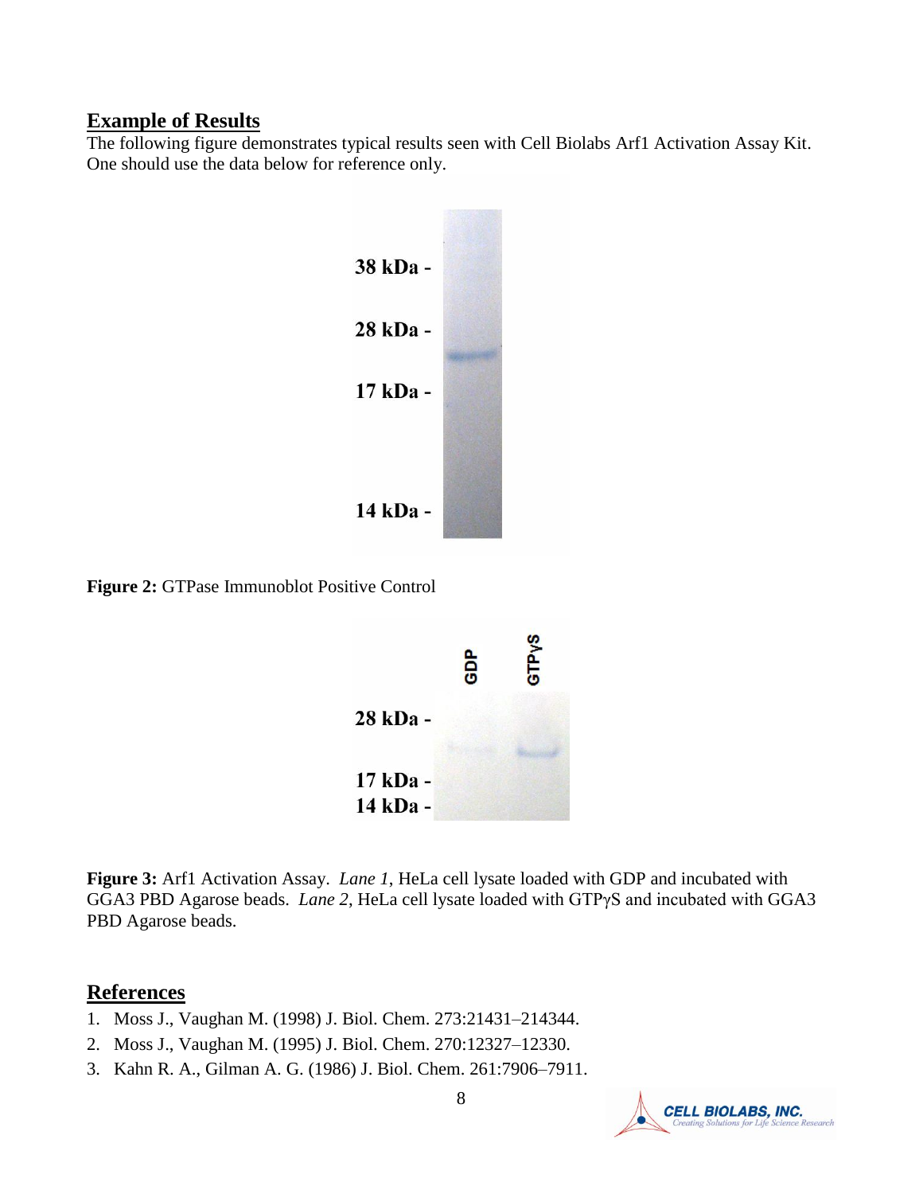## Example of Results

The following figure demonstrates typical results seen with Cell Biolabs Arf1 Activation Assay Kit. One should use the data below for reference only.

**Figure 2:** GTPase Immunoblot Positive Control

**Figure 3:** Arf1 Activation Assay. *Lane 1*, HeLa cell lysate loaded with GDP and incubated with GGA3 PBD Agarose beads. *Lane 2*, HeLa cell lysate loaded with GTPγS and incubated with GGA3 PBD Agarose beads.

## References

1. Moss J., Vaughan M. (1998) J. Biol. Chem. 273:21431–214344.
2. Moss J., Vaughan M. (1995) J. Biol. Chem. 270:12327–12330.
3. Kahn R. A., Gilman A. G. (1986) J. Biol. Chem. 261:7906–7911.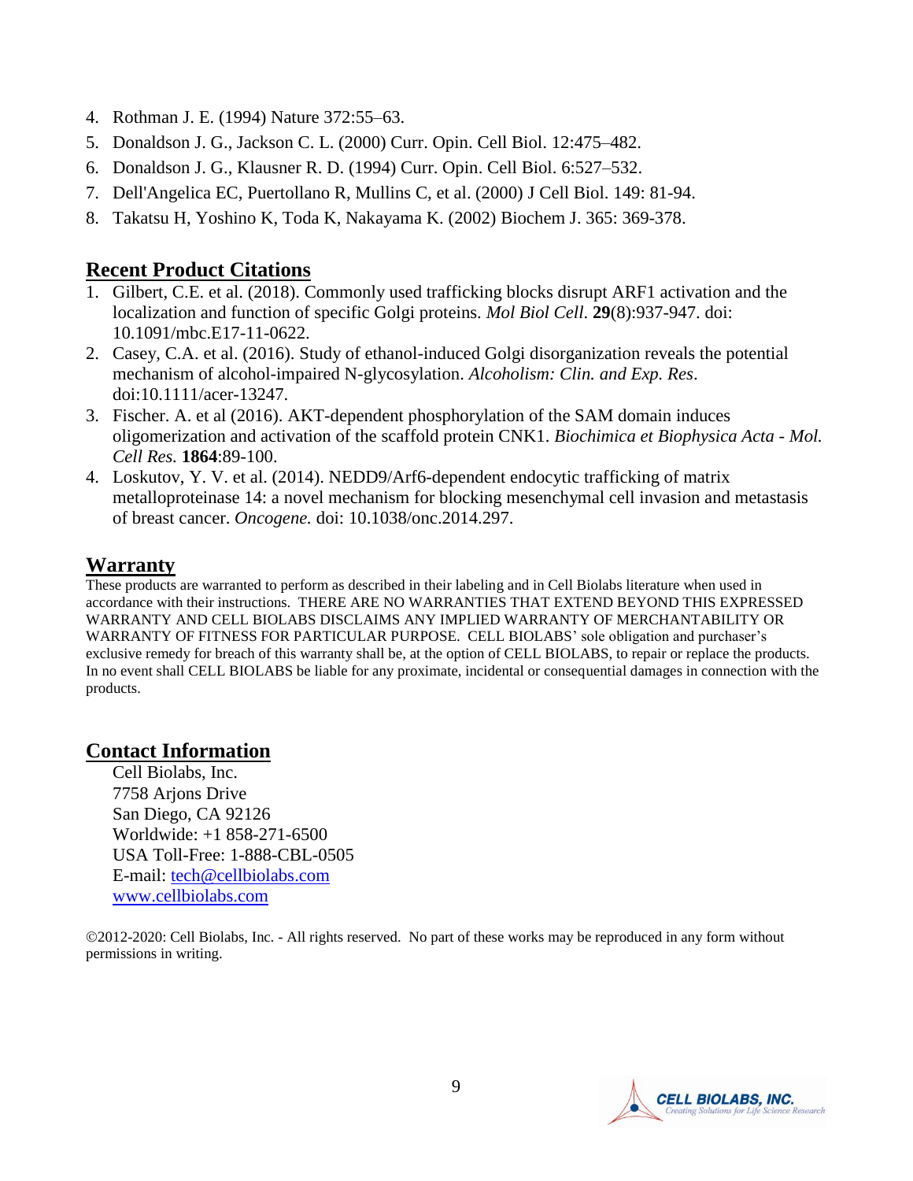4. Rothman J. E. (1994) Nature 372:55–63.
5. Donaldson J. G., Jackson C. L. (2000) Curr. Opin. Cell Biol. 12:475–482.
6. Donaldson J. G., Klausner R. D. (1994) Curr. Opin. Cell Biol. 6:527–532.
7. Dell'Angelica EC, Puertollano R, Mullins C, et al. (2000) J Cell Biol. 149: 81-94.
8. Takatsu H, Yoshino K, Toda K, Nakayama K. (2002) Biochem J. 365: 369-378.

## Recent Product Citations

1. Gilbert, C.E. et al. (2018). Commonly used trafficking blocks disrupt ARF1 activation and the localization and function of specific Golgi proteins. *Mol Biol Cell.* **29**(8):937-947. doi: 10.1091/mbc.E17-11-0622.
2. Casey, C.A. et al. (2016). Study of ethanol-induced Golgi disorganization reveals the potential mechanism of alcohol-impaired N-glycosylation. *Alcoholism: Clin. and Exp. Res*. doi:10.1111/acer-13247.
3. Fischer. A. et al (2016). AKT-dependent phosphorylation of the SAM domain induces oligomerization and activation of the scaffold protein CNK1. *Biochimica et Biophysica Acta - Mol. Cell Res.* **1864**:89-100.
4. Loskutov, Y. V. et al. (2014). NEDD9/Arf6-dependent endocytic trafficking of matrix metalloproteinase 14: a novel mechanism for blocking mesenchymal cell invasion and metastasis of breast cancer. *Oncogene.* doi: 10.1038/onc.2014.297.

## Warranty

These products are warranted to perform as described in their labeling and in Cell Biolabs literature when used in accordance with their instructions. THERE ARE NO WARRANTIES THAT EXTEND BEYOND THIS EXPRESSED WARRANTY AND CELL BIOLABS DISCLAIMS ANY IMPLIED WARRANTY OF MERCHANTABILITY OR WARRANTY OF FITNESS FOR PARTICULAR PURPOSE. CELL BIOLABS' sole obligation and purchaser's exclusive remedy for breach of this warranty shall be, at the option of CELL BIOLABS, to repair or replace the products. In no event shall CELL BIOLABS be liable for any proximate, incidental or consequential damages in connection with the products.

## Contact Information

Cell Biolabs, Inc.
7758 Arjons Drive
San Diego, CA 92126
Worldwide: +1 858-271-6500
USA Toll-Free: 1-888-CBL-0505
E-mail: tech@cellbiolabs.com
www.cellbiolabs.com

©2012-2020: Cell Biolabs, Inc. - All rights reserved. No part of these works may be reproduced in any form without permissions in writing.